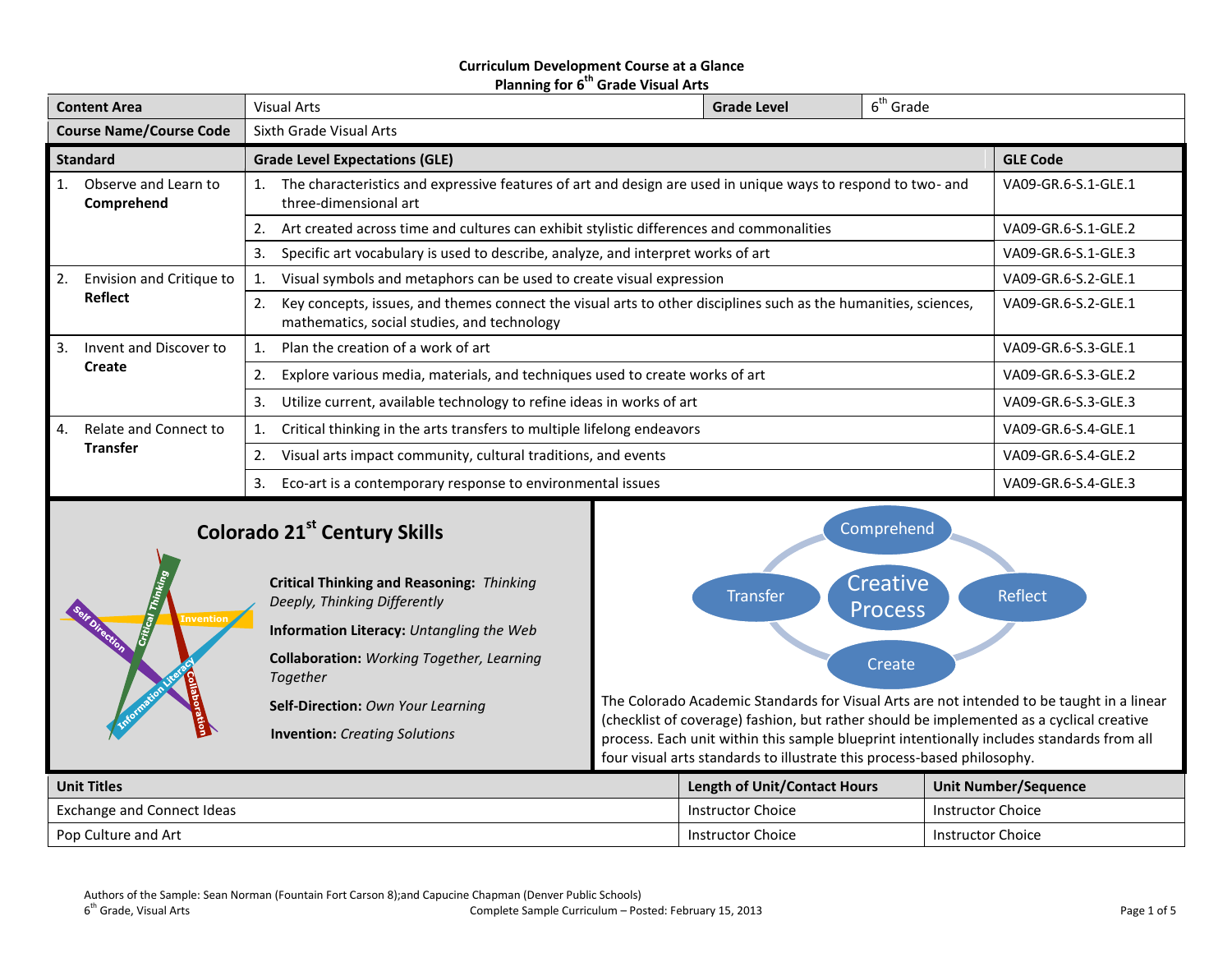**Curriculum Development Course at a Glance**
**Planning for 6th Grade Visual Arts**

| Content Area | Visual Arts | Grade Level | 6th Grade |
|---|---|---|---|
| Course Name/Course Code | Sixth Grade Visual Arts | | |

| Standard | Grade Level Expectations (GLE) | GLE Code |
|---|---|---|
| 1. Observe and Learn to **Comprehend** | 1. The characteristics and expressive features of art and design are used in unique ways to respond to two- and three-dimensional art | VA09-GR.6-S.1-GLE.1 |
| | 2. Art created across time and cultures can exhibit stylistic differences and commonalities | VA09-GR.6-S.1-GLE.2 |
| | 3. Specific art vocabulary is used to describe, analyze, and interpret works of art | VA09-GR.6-S.1-GLE.3 |
| 2. Envision and Critique to **Reflect** | 1. Visual symbols and metaphors can be used to create visual expression | VA09-GR.6-S.2-GLE.1 |
| | 2. Key concepts, issues, and themes connect the visual arts to other disciplines such as the humanities, sciences, mathematics, social studies, and technology | VA09-GR.6-S.2-GLE.1 |
| 3. Invent and Discover to **Create** | 1. Plan the creation of a work of art | VA09-GR.6-S.3-GLE.1 |
| | 2. Explore various media, materials, and techniques used to create works of art | VA09-GR.6-S.3-GLE.2 |
| | 3. Utilize current, available technology to refine ideas in works of art | VA09-GR.6-S.3-GLE.3 |
| 4. Relate and Connect to **Transfer** | 1. Critical thinking in the arts transfers to multiple lifelong endeavors | VA09-GR.6-S.4-GLE.1 |
| | 2. Visual arts impact community, cultural traditions, and events | VA09-GR.6-S.4-GLE.2 |
| | 3. Eco-art is a contemporary response to environmental issues | VA09-GR.6-S.4-GLE.3 |

## Colorado 21st Century Skills

**Critical Thinking and Reasoning:** *Thinking Deeply, Thinking Differently*

**Information Literacy:** *Untangling the Web*

**Collaboration:** *Working Together, Learning Together*

**Self-Direction:** *Own Your Learning*

**Invention:** *Creating Solutions*

Creative Process: Comprehend → Reflect → Create → Transfer

The Colorado Academic Standards for Visual Arts are not intended to be taught in a linear (checklist of coverage) fashion, but rather should be implemented as a cyclical creative process. Each unit within this sample blueprint intentionally includes standards from all four visual arts standards to illustrate this process-based philosophy.

| Unit Titles | Length of Unit/Contact Hours | Unit Number/Sequence |
|---|---|---|
| Exchange and Connect Ideas | Instructor Choice | Instructor Choice |
| Pop Culture and Art | Instructor Choice | Instructor Choice |

Authors of the Sample: Sean Norman (Fountain Fort Carson 8);and Capucine Chapman (Denver Public Schools)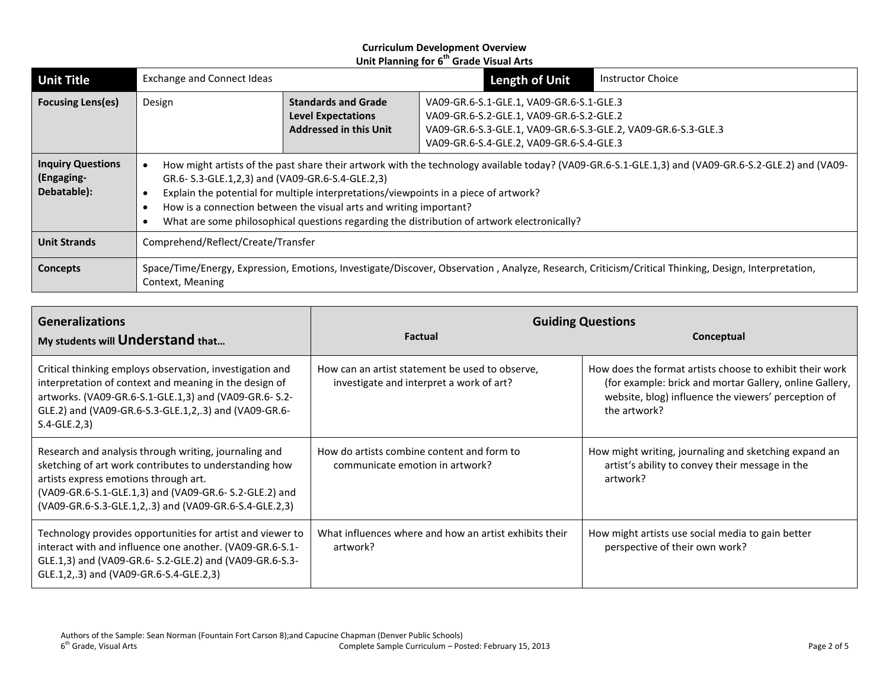**Curriculum Development Overview**
**Unit Planning for 6th Grade Visual Arts**

| **Unit Title** | Exchange and Connect Ideas | | **Length of Unit** | Instructor Choice |
|---|---|---|---|---|
| **Focusing Lens(es)** | Design | **Standards and Grade Level Expectations Addressed in this Unit** | VA09-GR.6-S.1-GLE.1, VA09-GR.6-S.1-GLE.3<br>VA09-GR.6-S.2-GLE.1, VA09-GR.6-S.2-GLE.2<br>VA09-GR.6-S.3-GLE.1, VA09-GR.6-S.3-GLE.2, VA09-GR.6-S.3-GLE.3<br>VA09-GR.6-S.4-GLE.2, VA09-GR.6-S.4-GLE.3 | |
| **Inquiry Questions (Engaging-Debatable):** | • How might artists of the past share their artwork with the technology available today? (VA09-GR.6-S.1-GLE.1,3) and (VA09-GR.6-S.2-GLE.2) and (VA09-GR.6- S.3-GLE.1,2,3) and (VA09-GR.6-S.4-GLE.2,3)<br>• Explain the potential for multiple interpretations/viewpoints in a piece of artwork?<br>• How is a connection between the visual arts and writing important?<br>• What are some philosophical questions regarding the distribution of artwork electronically? | | | |
| **Unit Strands** | Comprehend/Reflect/Create/Transfer | | | |
| **Concepts** | Space/Time/Energy, Expression, Emotions, Investigate/Discover, Observation , Analyze, Research, Criticism/Critical Thinking, Design, Interpretation, Context, Meaning | | | |

| **Generalizations**<br>**My students will Understand that…** | **Guiding Questions**<br>**Factual** | **Conceptual** |
|---|---|---|
| Critical thinking employs observation, investigation and interpretation of context and meaning in the design of artworks. (VA09-GR.6-S.1-GLE.1,3) and (VA09-GR.6- S.2-GLE.2) and (VA09-GR.6-S.3-GLE.1,2,.3) and (VA09-GR.6-S.4-GLE.2,3) | How can an artist statement be used to observe, investigate and interpret a work of art? | How does the format artists choose to exhibit their work (for example: brick and mortar Gallery, online Gallery, website, blog) influence the viewers' perception of the artwork? |
| Research and analysis through writing, journaling and sketching of art work contributes to understanding how artists express emotions through art. (VA09-GR.6-S.1-GLE.1,3) and (VA09-GR.6- S.2-GLE.2) and (VA09-GR.6-S.3-GLE.1,2,.3) and (VA09-GR.6-S.4-GLE.2,3) | How do artists combine content and form to communicate emotion in artwork? | How might writing, journaling and sketching expand an artist's ability to convey their message in the artwork? |
| Technology provides opportunities for artist and viewer to interact with and influence one another. (VA09-GR.6-S.1-GLE.1,3) and (VA09-GR.6- S.2-GLE.2) and (VA09-GR.6-S.3-GLE.1,2,.3) and (VA09-GR.6-S.4-GLE.2,3) | What influences where and how an artist exhibits their artwork? | How might artists use social media to gain better perspective of their own work? |

Authors of the Sample: Sean Norman (Fountain Fort Carson 8);and Capucine Chapman (Denver Public Schools)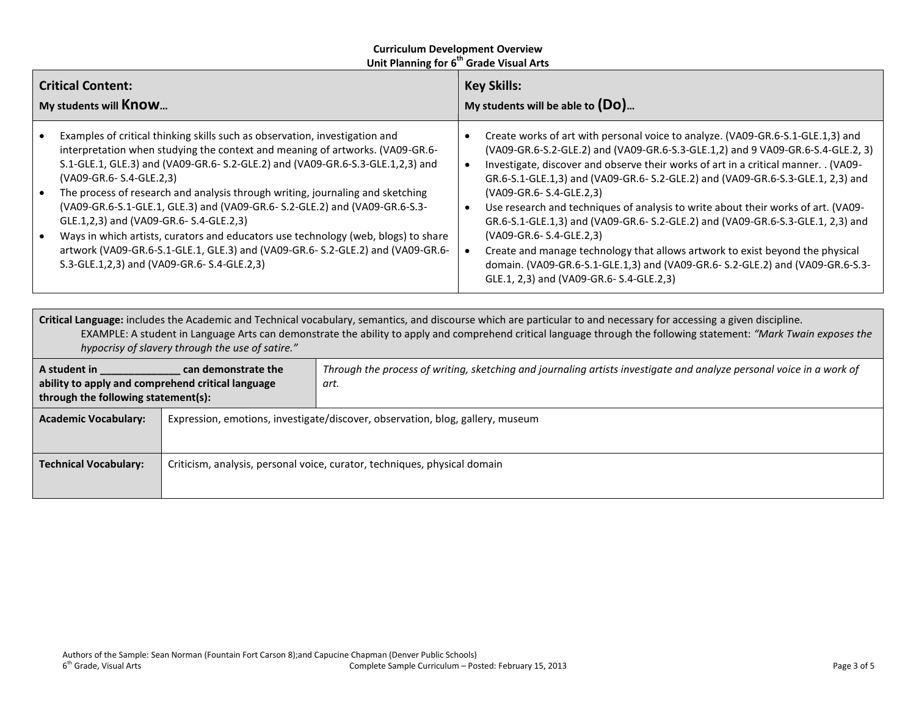**Curriculum Development Overview**
**Unit Planning for 6th Grade Visual Arts**

| **Critical Content:** My students will **Know**… | **Key Skills:** My students will be able to **(Do)**… |
|---|---|
| • Examples of critical thinking skills such as observation, investigation and interpretation when studying the context and meaning of artworks. (VA09-GR.6-S.1-GLE.1, GLE.3) and (VA09-GR.6- S.2-GLE.2) and (VA09-GR.6-S.3-GLE.1,2,3) and (VA09-GR.6- S.4-GLE.2,3)<br>• The process of research and analysis through writing, journaling and sketching (VA09-GR.6-S.1-GLE.1, GLE.3) and (VA09-GR.6- S.2-GLE.2) and (VA09-GR.6-S.3-GLE.1,2,3) and (VA09-GR.6- S.4-GLE.2,3)<br>• Ways in which artists, curators and educators use technology (web, blogs) to share artwork (VA09-GR.6-S.1-GLE.1, GLE.3) and (VA09-GR.6- S.2-GLE.2) and (VA09-GR.6-S.3-GLE.1,2,3) and (VA09-GR.6- S.4-GLE.2,3) | • Create works of art with personal voice to analyze. (VA09-GR.6-S.1-GLE.1,3) and (VA09-GR.6-S.2-GLE.2) and (VA09-GR.6-S.3-GLE.1,2) and 9 VA09-GR.6-S.4-GLE.2, 3)<br>• Investigate, discover and observe their works of art in a critical manner. . (VA09-GR.6-S.1-GLE.1,3) and (VA09-GR.6- S.2-GLE.2) and (VA09-GR.6-S.3-GLE.1, 2,3) and (VA09-GR.6- S.4-GLE.2,3)<br>• Use research and techniques of analysis to write about their works of art. (VA09-GR.6-S.1-GLE.1,3) and (VA09-GR.6- S.2-GLE.2) and (VA09-GR.6-S.3-GLE.1, 2,3) and (VA09-GR.6- S.4-GLE.2,3)<br>• Create and manage technology that allows artwork to exist beyond the physical domain. (VA09-GR.6-S.1-GLE.1,3) and (VA09-GR.6- S.2-GLE.2) and (VA09-GR.6-S.3-GLE.1, 2,3) and (VA09-GR.6- S.4-GLE.2,3) |

**Critical Language:** includes the Academic and Technical vocabulary, semantics, and discourse which are particular to and necessary for accessing a given discipline.
EXAMPLE: A student in Language Arts can demonstrate the ability to apply and comprehend critical language through the following statement: *"Mark Twain exposes the hypocrisy of slavery through the use of satire."*

| | |
|---|---|
| **A student in ______________ can demonstrate the ability to apply and comprehend critical language through the following statement(s):** | *Through the process of writing, sketching and journaling artists investigate and analyze personal voice in a work of art.* |
| **Academic Vocabulary:** | Expression, emotions, investigate/discover, observation, blog, gallery, museum |
| **Technical Vocabulary:** | Criticism, analysis, personal voice, curator, techniques, physical domain |

Authors of the Sample: Sean Norman (Fountain Fort Carson 8);and Capucine Chapman (Denver Public Schools)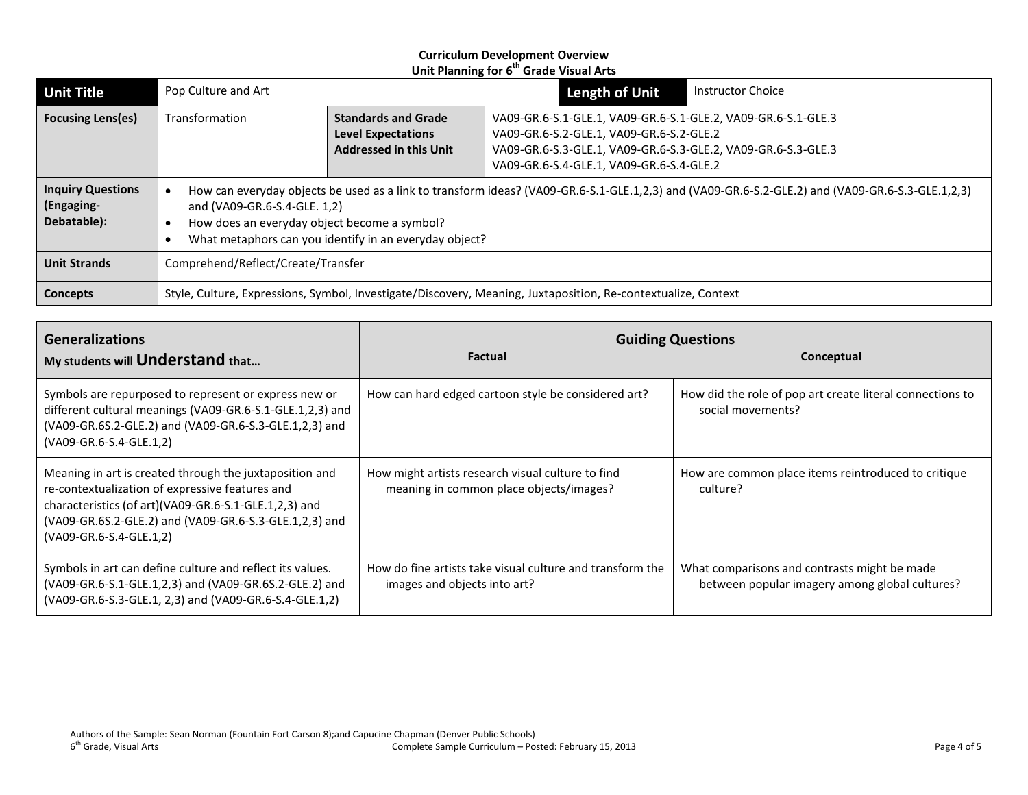**Curriculum Development Overview**
**Unit Planning for 6th Grade Visual Arts**

| **Unit Title** | Pop Culture and Art | | **Length of Unit** | Instructor Choice |
|---|---|---|---|---|
| **Focusing Lens(es)** | Transformation | **Standards and Grade Level Expectations Addressed in this Unit** | VA09-GR.6-S.1-GLE.1, VA09-GR.6-S.1-GLE.2, VA09-GR.6-S.1-GLE.3<br>VA09-GR.6-S.2-GLE.1, VA09-GR.6-S.2-GLE.2<br>VA09-GR.6-S.3-GLE.1, VA09-GR.6-S.3-GLE.2, VA09-GR.6-S.3-GLE.3<br>VA09-GR.6-S.4-GLE.1, VA09-GR.6-S.4-GLE.2 | |
| **Inquiry Questions (Engaging-Debatable):** | • How can everyday objects be used as a link to transform ideas? (VA09-GR.6-S.1-GLE.1,2,3) and (VA09-GR.6-S.2-GLE.2) and (VA09-GR.6-S.3-GLE.1,2,3) and (VA09-GR.6-S.4-GLE. 1,2)<br>• How does an everyday object become a symbol?<br>• What metaphors can you identify in an everyday object? | | | |
| **Unit Strands** | Comprehend/Reflect/Create/Transfer | | | |
| **Concepts** | Style, Culture, Expressions, Symbol, Investigate/Discovery, Meaning, Juxtaposition, Re-contextualize, Context | | | |

| **Generalizations**<br>**My students will Understand that…** | **Guiding Questions**<br>**Factual** | **Conceptual** |
|---|---|---|
| Symbols are repurposed to represent or express new or different cultural meanings (VA09-GR.6-S.1-GLE.1,2,3) and (VA09-GR.6S.2-GLE.2) and (VA09-GR.6-S.3-GLE.1,2,3) and (VA09-GR.6-S.4-GLE.1,2) | How can hard edged cartoon style be considered art? | How did the role of pop art create literal connections to social movements? |
| Meaning in art is created through the juxtaposition and re-contextualization of expressive features and characteristics (of art)(VA09-GR.6-S.1-GLE.1,2,3) and (VA09-GR.6S.2-GLE.2) and (VA09-GR.6-S.3-GLE.1,2,3) and (VA09-GR.6-S.4-GLE.1,2) | How might artists research visual culture to find meaning in common place objects/images? | How are common place items reintroduced to critique culture? |
| Symbols in art can define culture and reflect its values. (VA09-GR.6-S.1-GLE.1,2,3) and (VA09-GR.6S.2-GLE.2) and (VA09-GR.6-S.3-GLE.1, 2,3) and (VA09-GR.6-S.4-GLE.1,2) | How do fine artists take visual culture and transform the images and objects into art? | What comparisons and contrasts might be made between popular imagery among global cultures? |

Authors of the Sample: Sean Norman (Fountain Fort Carson 8);and Capucine Chapman (Denver Public Schools)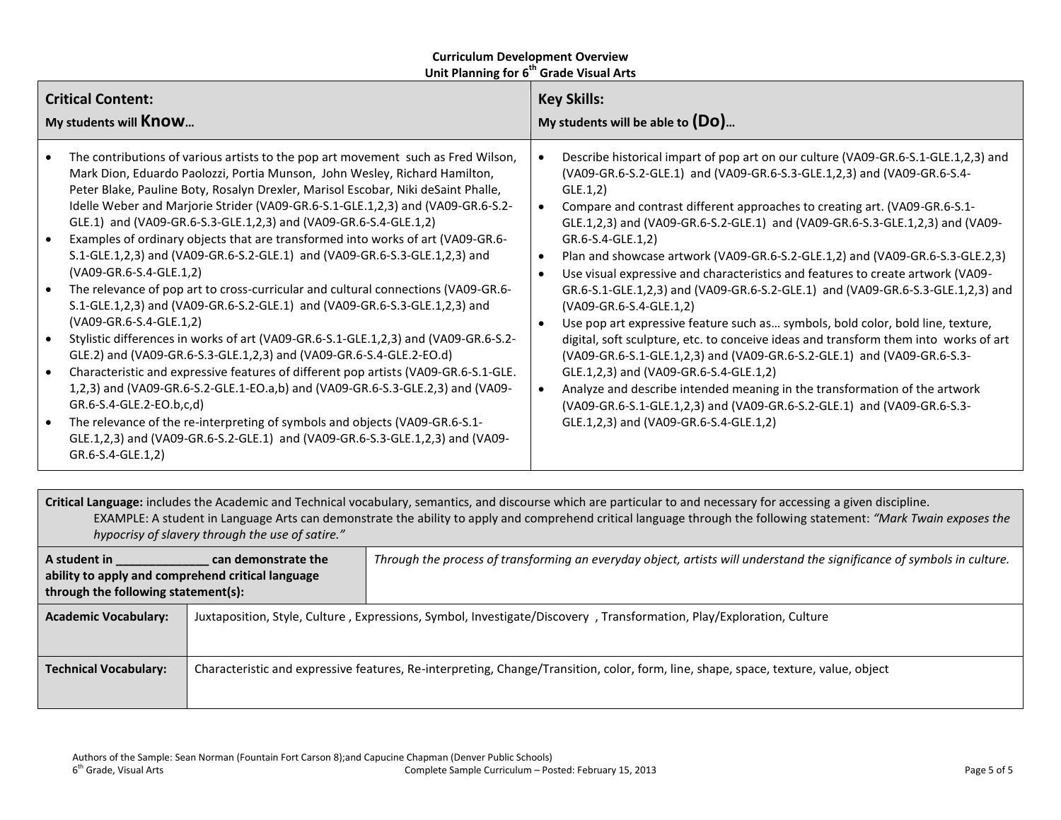**Curriculum Development Overview**
**Unit Planning for 6th Grade Visual Arts**

| **Critical Content:** My students will **Know**… | **Key Skills:** My students will be able to **(Do)**… |
| --- | --- |
| • The contributions of various artists to the pop art movement such as Fred Wilson, Mark Dion, Eduardo Paolozzi, Portia Munson, John Wesley, Richard Hamilton, Peter Blake, Pauline Boty, Rosalyn Drexler, Marisol Escobar, Niki deSaint Phalle, Idelle Weber and Marjorie Strider (VA09-GR.6-S.1-GLE.1,2,3) and (VA09-GR.6-S.2-GLE.1) and (VA09-GR.6-S.3-GLE.1,2,3) and (VA09-GR.6-S.4-GLE.1,2)<br>• Examples of ordinary objects that are transformed into works of art (VA09-GR.6-S.1-GLE.1,2,3) and (VA09-GR.6-S.2-GLE.1) and (VA09-GR.6-S.3-GLE.1,2,3) and (VA09-GR.6-S.4-GLE.1,2)<br>• The relevance of pop art to cross-curricular and cultural connections (VA09-GR.6-S.1-GLE.1,2,3) and (VA09-GR.6-S.2-GLE.1) and (VA09-GR.6-S.3-GLE.1,2,3) and (VA09-GR.6-S.4-GLE.1,2)<br>• Stylistic differences in works of art (VA09-GR.6-S.1-GLE.1,2,3) and (VA09-GR.6-S.2-GLE.2) and (VA09-GR.6-S.3-GLE.1,2,3) and (VA09-GR.6-S.4-GLE.2-EO.d)<br>• Characteristic and expressive features of different pop artists (VA09-GR.6-S.1-GLE. 1,2,3) and (VA09-GR.6-S.2-GLE.1-EO.a,b) and (VA09-GR.6-S.3-GLE.2,3) and (VA09-GR.6-S.4-GLE.2-EO.b,c,d)<br>• The relevance of the re-interpreting of symbols and objects (VA09-GR.6-S.1-GLE.1,2,3) and (VA09-GR.6-S.2-GLE.1) and (VA09-GR.6-S.3-GLE.1,2,3) and (VA09-GR.6-S.4-GLE.1,2) | • Describe historical impart of pop art on our culture (VA09-GR.6-S.1-GLE.1,2,3) and (VA09-GR.6-S.2-GLE.1) and (VA09-GR.6-S.3-GLE.1,2,3) and (VA09-GR.6-S.4-GLE.1,2)<br>• Compare and contrast different approaches to creating art. (VA09-GR.6-S.1-GLE.1,2,3) and (VA09-GR.6-S.2-GLE.1) and (VA09-GR.6-S.3-GLE.1,2,3) and (VA09-GR.6-S.4-GLE.1,2)<br>• Plan and showcase artwork (VA09-GR.6-S.2-GLE.1,2) and (VA09-GR.6-S.3-GLE.2,3)<br>• Use visual expressive and characteristics and features to create artwork (VA09-GR.6-S.1-GLE.1,2,3) and (VA09-GR.6-S.2-GLE.1) and (VA09-GR.6-S.3-GLE.1,2,3) and (VA09-GR.6-S.4-GLE.1,2)<br>• Use pop art expressive feature such as… symbols, bold color, bold line, texture, digital, soft sculpture, etc. to conceive ideas and transform them into works of art (VA09-GR.6-S.1-GLE.1,2,3) and (VA09-GR.6-S.2-GLE.1) and (VA09-GR.6-S.3-GLE.1,2,3) and (VA09-GR.6-S.4-GLE.1,2)<br>• Analyze and describe intended meaning in the transformation of the artwork (VA09-GR.6-S.1-GLE.1,2,3) and (VA09-GR.6-S.2-GLE.1) and (VA09-GR.6-S.3-GLE.1,2,3) and (VA09-GR.6-S.4-GLE.1,2) |

**Critical Language:** includes the Academic and Technical vocabulary, semantics, and discourse which are particular to and necessary for accessing a given discipline.
EXAMPLE: A student in Language Arts can demonstrate the ability to apply and comprehend critical language through the following statement: *"Mark Twain exposes the hypocrisy of slavery through the use of satire."*

| | |
| --- | --- |
| **A student in ______________ can demonstrate the ability to apply and comprehend critical language through the following statement(s):** | *Through the process of transforming an everyday object, artists will understand the significance of symbols in culture.* |
| **Academic Vocabulary:** | Juxtaposition, Style, Culture , Expressions, Symbol, Investigate/Discovery , Transformation, Play/Exploration, Culture |
| **Technical Vocabulary:** | Characteristic and expressive features, Re-interpreting, Change/Transition, color, form, line, shape, space, texture, value, object |

Authors of the Sample: Sean Norman (Fountain Fort Carson 8);and Capucine Chapman (Denver Public Schools)
6th Grade, Visual Arts — Complete Sample Curriculum – Posted: February 15, 2013